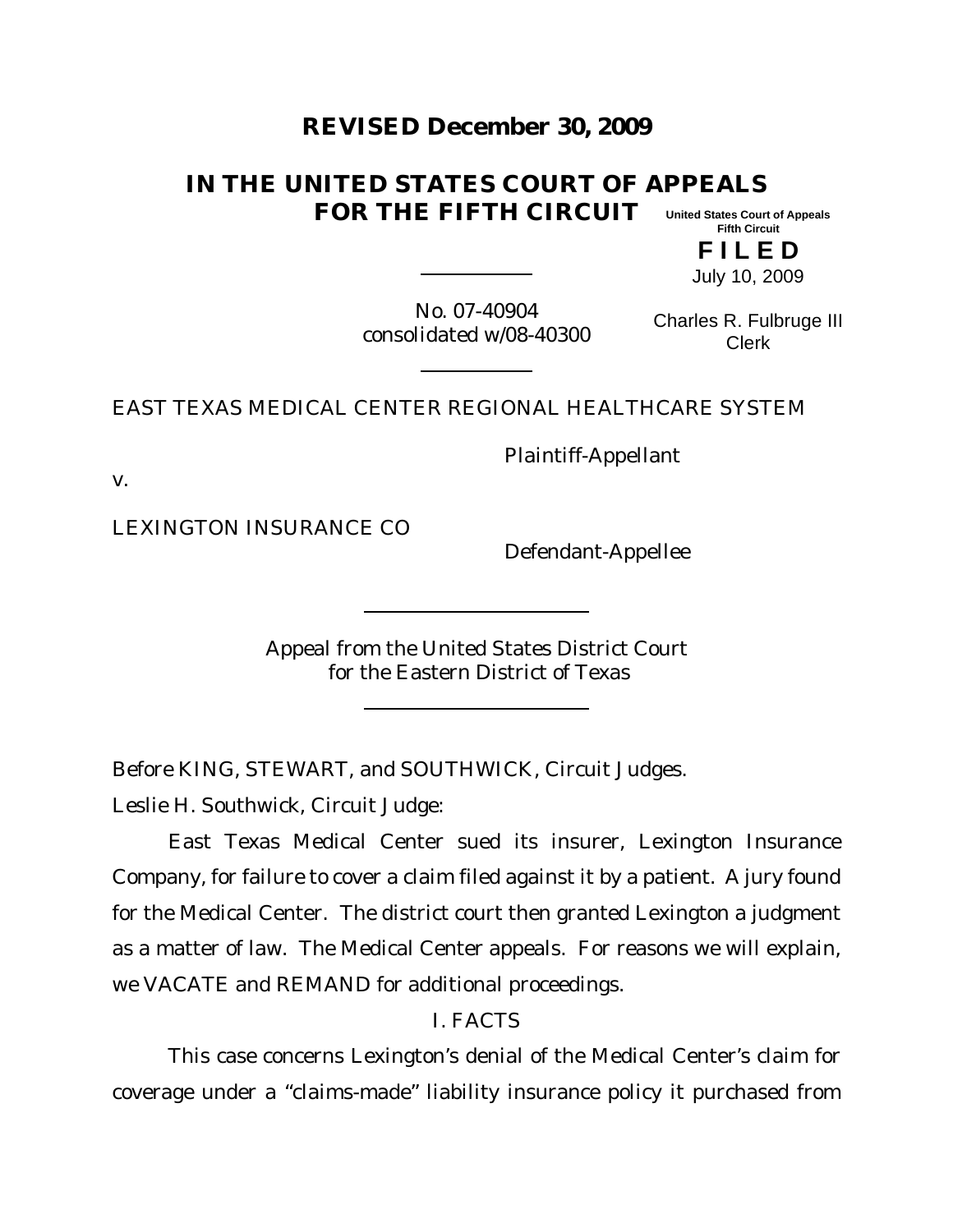**REVISED December 30, 2009**

# IN THE UNITED STATES COURT OF APPEALS FOR THE FIFTH CIRCUIT

United States Court of Appeals
Fifth Circuit

**F I L E D**
July 10, 2009

Charles R. Fulbruge III
Clerk

No. 07-40904
consolidated w/08-40300

EAST TEXAS MEDICAL CENTER REGIONAL HEALTHCARE SYSTEM

Plaintiff-Appellant

v.

LEXINGTON INSURANCE CO

Defendant-Appellee

Appeal from the United States District Court
for the Eastern District of Texas

Before KING, STEWART, and SOUTHWICK, Circuit Judges.

Leslie H. Southwick, Circuit Judge:

East Texas Medical Center sued its insurer, Lexington Insurance Company, for failure to cover a claim filed against it by a patient. A jury found for the Medical Center. The district court then granted Lexington a judgment as a matter of law. The Medical Center appeals. For reasons we will explain, we VACATE and REMAND for additional proceedings.

## I. FACTS

This case concerns Lexington's denial of the Medical Center's claim for coverage under a "claims-made" liability insurance policy it purchased from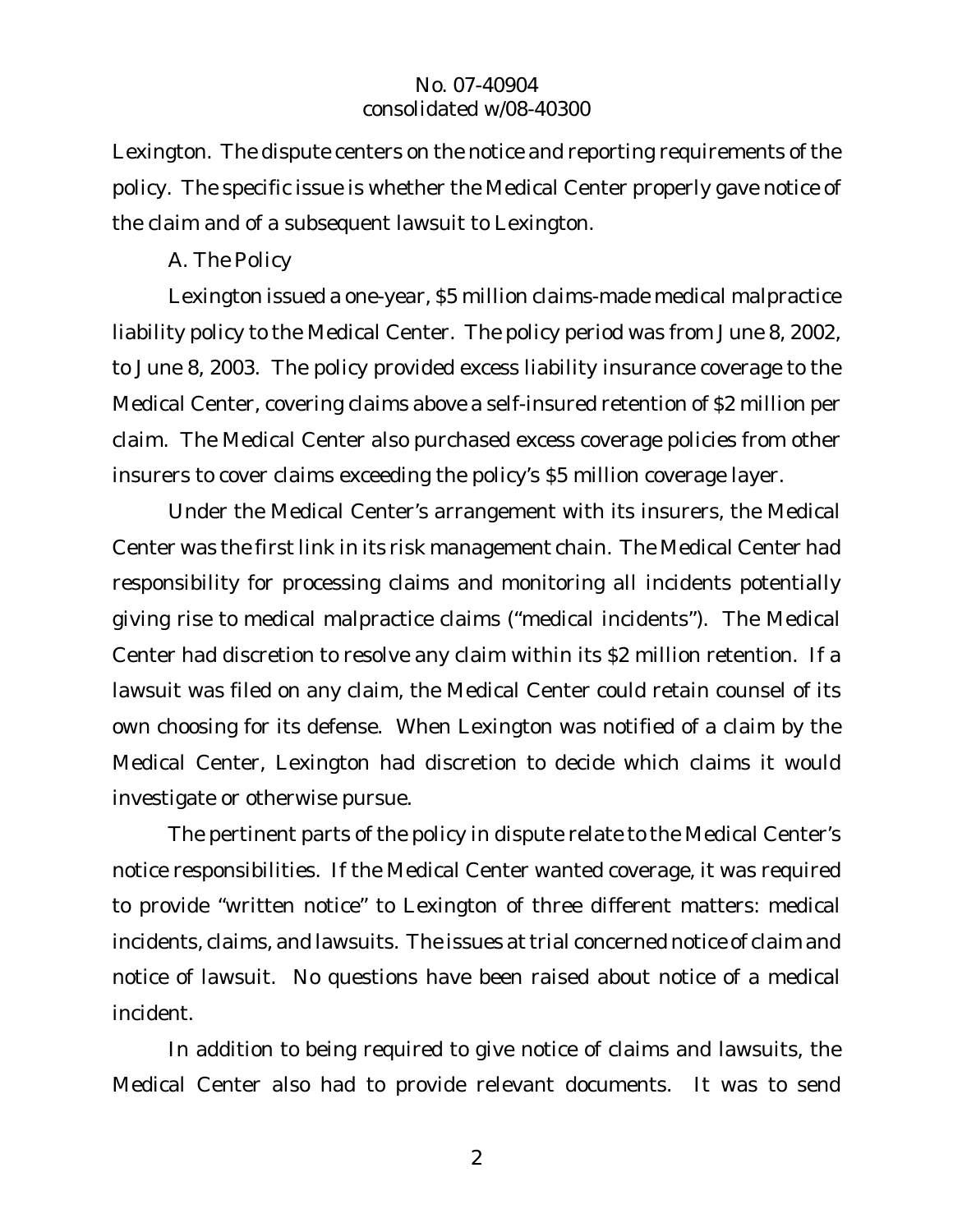Lexington. The dispute centers on the notice and reporting requirements of the policy. The specific issue is whether the Medical Center properly gave notice of the claim and of a subsequent lawsuit to Lexington.

A. The Policy

Lexington issued a one-year, $5 million claims-made medical malpractice liability policy to the Medical Center. The policy period was from June 8, 2002, to June 8, 2003. The policy provided excess liability insurance coverage to the Medical Center, covering claims above a self-insured retention of $2 million per claim. The Medical Center also purchased excess coverage policies from other insurers to cover claims exceeding the policy's $5 million coverage layer.

Under the Medical Center's arrangement with its insurers, the Medical Center was the first link in its risk management chain. The Medical Center had responsibility for processing claims and monitoring all incidents potentially giving rise to medical malpractice claims ("medical incidents"). The Medical Center had discretion to resolve any claim within its $2 million retention. If a lawsuit was filed on any claim, the Medical Center could retain counsel of its own choosing for its defense. When Lexington was notified of a claim by the Medical Center, Lexington had discretion to decide which claims it would investigate or otherwise pursue.

The pertinent parts of the policy in dispute relate to the Medical Center's notice responsibilities. If the Medical Center wanted coverage, it was required to provide "written notice" to Lexington of three different matters: medical incidents, claims, and lawsuits. The issues at trial concerned notice of claim and notice of lawsuit. No questions have been raised about notice of a medical incident.

In addition to being required to give notice of claims and lawsuits, the Medical Center also had to provide relevant documents. It was to send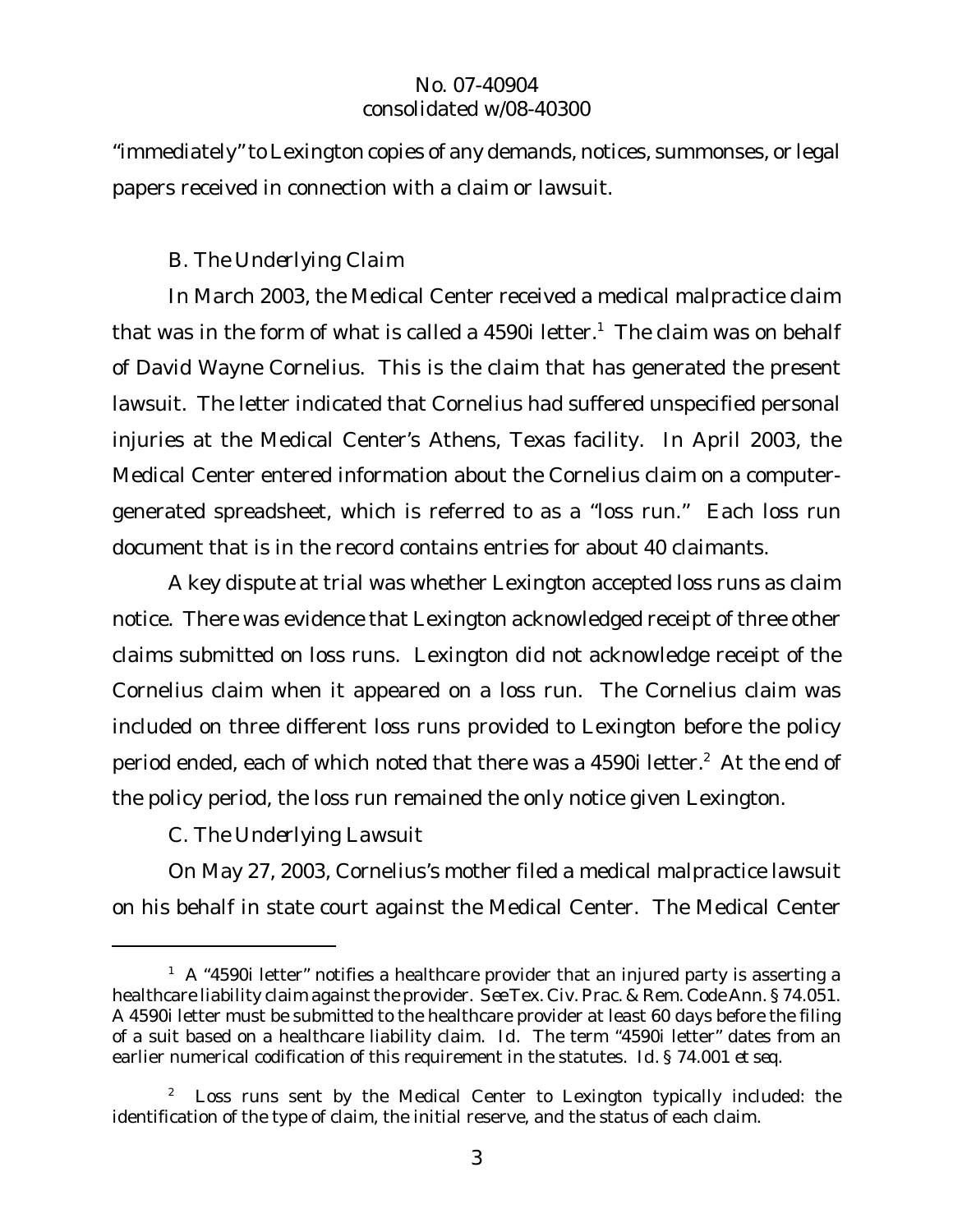"immediately" to Lexington copies of any demands, notices, summonses, or legal papers received in connection with a claim or lawsuit.

### B. *The Underlying Claim*

In March 2003, the Medical Center received a medical malpractice claim that was in the form of what is called a 4590i letter.[1] The claim was on behalf of David Wayne Cornelius. This is the claim that has generated the present lawsuit. The letter indicated that Cornelius had suffered unspecified personal injuries at the Medical Center's Athens, Texas facility. In April 2003, the Medical Center entered information about the Cornelius claim on a computer-generated spreadsheet, which is referred to as a "loss run." Each loss run document that is in the record contains entries for about 40 claimants.

A key dispute at trial was whether Lexington accepted loss runs as claim notice. There was evidence that Lexington acknowledged receipt of three other claims submitted on loss runs. Lexington did not acknowledge receipt of the Cornelius claim when it appeared on a loss run. The Cornelius claim was included on three different loss runs provided to Lexington before the policy period ended, each of which noted that there was a 4590i letter.[2] At the end of the policy period, the loss run remained the only notice given Lexington.

### C. *The Underlying Lawsuit*

On May 27, 2003, Cornelius's mother filed a medical malpractice lawsuit on his behalf in state court against the Medical Center. The Medical Center

---

[1] A "4590i letter" notifies a healthcare provider that an injured party is asserting a healthcare liability claim against the provider. *See* Tex. Civ. Prac. & Rem. Code Ann. § 74.051. A 4590i letter must be submitted to the healthcare provider at least 60 days before the filing of a suit based on a healthcare liability claim. *Id.* The term "4590i letter" dates from an earlier numerical codification of this requirement in the statutes. *Id.* § 74.001 *et seq.*

[2] Loss runs sent by the Medical Center to Lexington typically included: the identification of the type of claim, the initial reserve, and the status of each claim.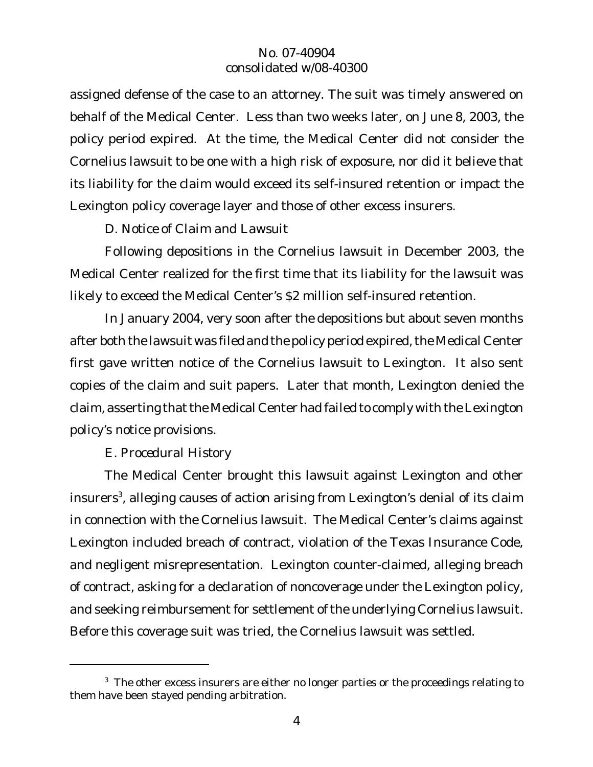assigned defense of the case to an attorney. The suit was timely answered on behalf of the Medical Center. Less than two weeks later, on June 8, 2003, the policy period expired. At the time, the Medical Center did not consider the Cornelius lawsuit to be one with a high risk of exposure, nor did it believe that its liability for the claim would exceed its self-insured retention or impact the Lexington policy coverage layer and those of other excess insurers.

*D. Notice of Claim and Lawsuit*

Following depositions in the Cornelius lawsuit in December 2003, the Medical Center realized for the first time that its liability for the lawsuit was likely to exceed the Medical Center's $2 million self-insured retention.

In January 2004, very soon after the depositions but about seven months after both the lawsuit was filed and the policy period expired, the Medical Center first gave written notice of the Cornelius lawsuit to Lexington. It also sent copies of the claim and suit papers. Later that month, Lexington denied the claim, asserting that the Medical Center had failed to comply with the Lexington policy's notice provisions.

*E. Procedural History*

The Medical Center brought this lawsuit against Lexington and other insurers[3], alleging causes of action arising from Lexington's denial of its claim in connection with the Cornelius lawsuit. The Medical Center's claims against Lexington included breach of contract, violation of the Texas Insurance Code, and negligent misrepresentation. Lexington counter-claimed, alleging breach of contract, asking for a declaration of noncoverage under the Lexington policy, and seeking reimbursement for settlement of the underlying Cornelius lawsuit. Before this coverage suit was tried, the Cornelius lawsuit was settled.

[3] The other excess insurers are either no longer parties or the proceedings relating to them have been stayed pending arbitration.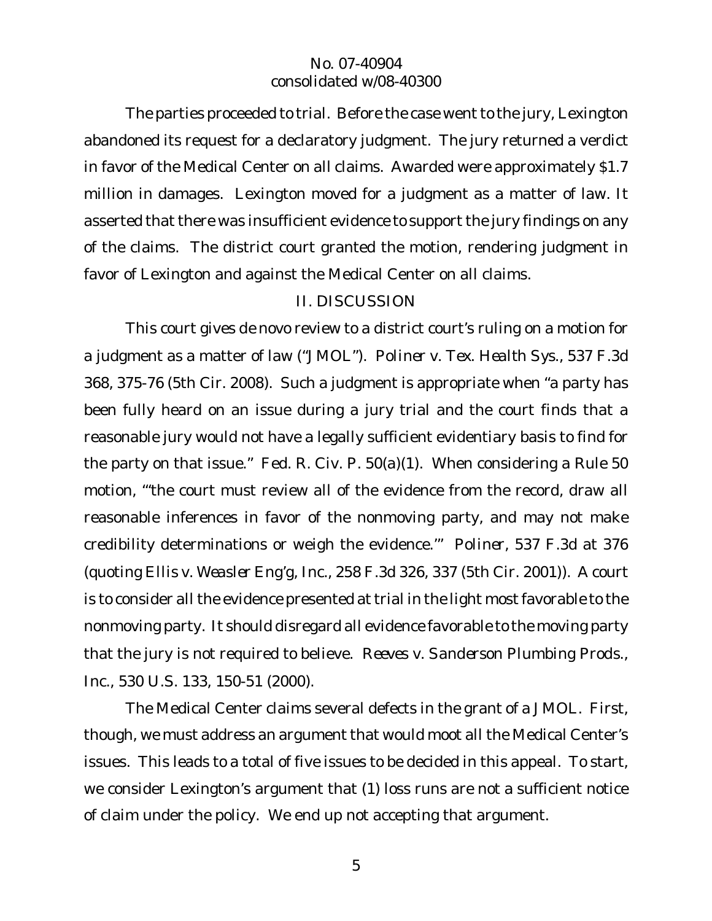The parties proceeded to trial. Before the case went to the jury, Lexington abandoned its request for a declaratory judgment. The jury returned a verdict in favor of the Medical Center on all claims. Awarded were approximately $1.7 million in damages. Lexington moved for a judgment as a matter of law. It asserted that there was insufficient evidence to support the jury findings on any of the claims. The district court granted the motion, rendering judgment in favor of Lexington and against the Medical Center on all claims.

## II. DISCUSSION

This court gives de novo review to a district court's ruling on a motion for a judgment as a matter of law ("JMOL"). *Poliner v. Tex. Health Sys.*, 537 F.3d 368, 375-76 (5th Cir. 2008). Such a judgment is appropriate when "a party has been fully heard on an issue during a jury trial and the court finds that a reasonable jury would not have a legally sufficient evidentiary basis to find for the party on that issue." Fed. R. Civ. P. 50(a)(1). When considering a Rule 50 motion, "'the court must review all of the evidence from the record, draw all reasonable inferences in favor of the nonmoving party, and may not make credibility determinations or weigh the evidence.'" *Poliner*, 537 F.3d at 376 (quoting *Ellis v. Weasler Eng'g, Inc.*, 258 F.3d 326, 337 (5th Cir. 2001)). A court is to consider all the evidence presented at trial in the light most favorable to the nonmoving party. It should disregard all evidence favorable to the moving party that the jury is not required to believe. *Reeves v. Sanderson Plumbing Prods., Inc.*, 530 U.S. 133, 150-51 (2000).

The Medical Center claims several defects in the grant of a JMOL. First, though, we must address an argument that would moot all the Medical Center's issues. This leads to a total of five issues to be decided in this appeal. To start, we consider Lexington's argument that (1) loss runs are not a sufficient notice of claim under the policy. We end up not accepting that argument.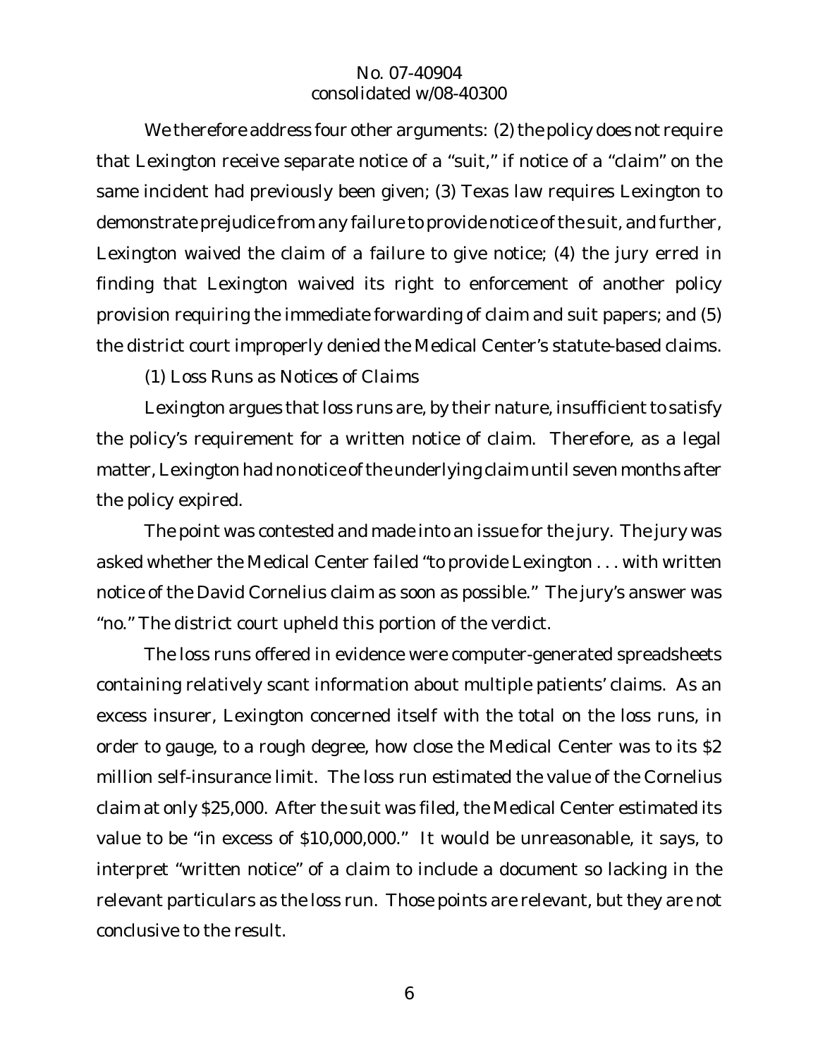We therefore address four other arguments: (2) the policy does not require that Lexington receive separate notice of a "suit," if notice of a "claim" on the same incident had previously been given; (3) Texas law requires Lexington to demonstrate prejudice from any failure to provide notice of the suit, and further, Lexington waived the claim of a failure to give notice; (4) the jury erred in finding that Lexington waived its right to enforcement of another policy provision requiring the immediate forwarding of claim and suit papers; and (5) the district court improperly denied the Medical Center's statute-based claims.

(1) *Loss Runs as Notices of Claims*

Lexington argues that loss runs are, by their nature, insufficient to satisfy the policy's requirement for a written notice of claim. Therefore, as a legal matter, Lexington had no notice of the underlying claim until seven months after the policy expired.

The point was contested and made into an issue for the jury. The jury was asked whether the Medical Center failed "to provide Lexington . . . with written notice of the David Cornelius claim as soon as possible." The jury's answer was "no." The district court upheld this portion of the verdict.

The loss runs offered in evidence were computer-generated spreadsheets containing relatively scant information about multiple patients' claims. As an excess insurer, Lexington concerned itself with the total on the loss runs, in order to gauge, to a rough degree, how close the Medical Center was to its $2 million self-insurance limit. The loss run estimated the value of the Cornelius claim at only $25,000. After the suit was filed, the Medical Center estimated its value to be "in excess of $10,000,000." It would be unreasonable, it says, to interpret "written notice" of a claim to include a document so lacking in the relevant particulars as the loss run. Those points are relevant, but they are not conclusive to the result.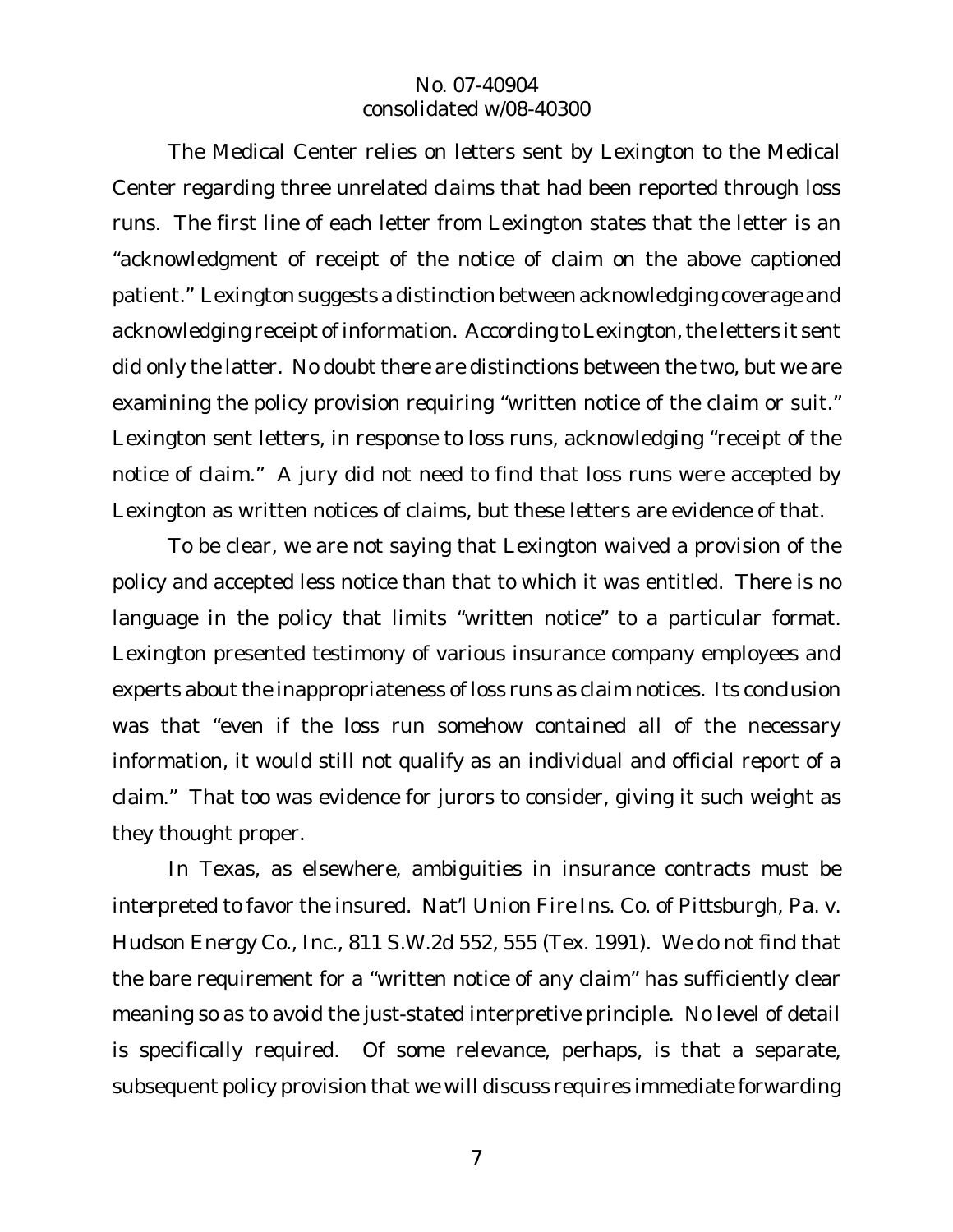The Medical Center relies on letters sent by Lexington to the Medical Center regarding three unrelated claims that had been reported through loss runs. The first line of each letter from Lexington states that the letter is an "acknowledgment of receipt of the notice of claim on the above captioned patient." Lexington suggests a distinction between acknowledging coverage and acknowledging receipt of information. According to Lexington, the letters it sent did only the latter. No doubt there are distinctions between the two, but we are examining the policy provision requiring "written notice of the claim or suit." Lexington sent letters, in response to loss runs, acknowledging "receipt of the notice of claim." A jury did not need to find that loss runs were accepted by Lexington as written notices of claims, but these letters are evidence of that.

To be clear, we are not saying that Lexington waived a provision of the policy and accepted less notice than that to which it was entitled. There is no language in the policy that limits "written notice" to a particular format. Lexington presented testimony of various insurance company employees and experts about the inappropriateness of loss runs as claim notices. Its conclusion was that "even if the loss run somehow contained all of the necessary information, it would still not qualify as an individual and official report of a claim." That too was evidence for jurors to consider, giving it such weight as they thought proper.

In Texas, as elsewhere, ambiguities in insurance contracts must be interpreted to favor the insured. *Nat'l Union Fire Ins. Co. of Pittsburgh, Pa. v. Hudson Energy Co., Inc.*, 811 S.W.2d 552, 555 (Tex. 1991). We do not find that the bare requirement for a "written notice of any claim" has sufficiently clear meaning so as to avoid the just-stated interpretive principle. No level of detail is specifically required. Of some relevance, perhaps, is that a separate, subsequent policy provision that we will discuss requires immediate forwarding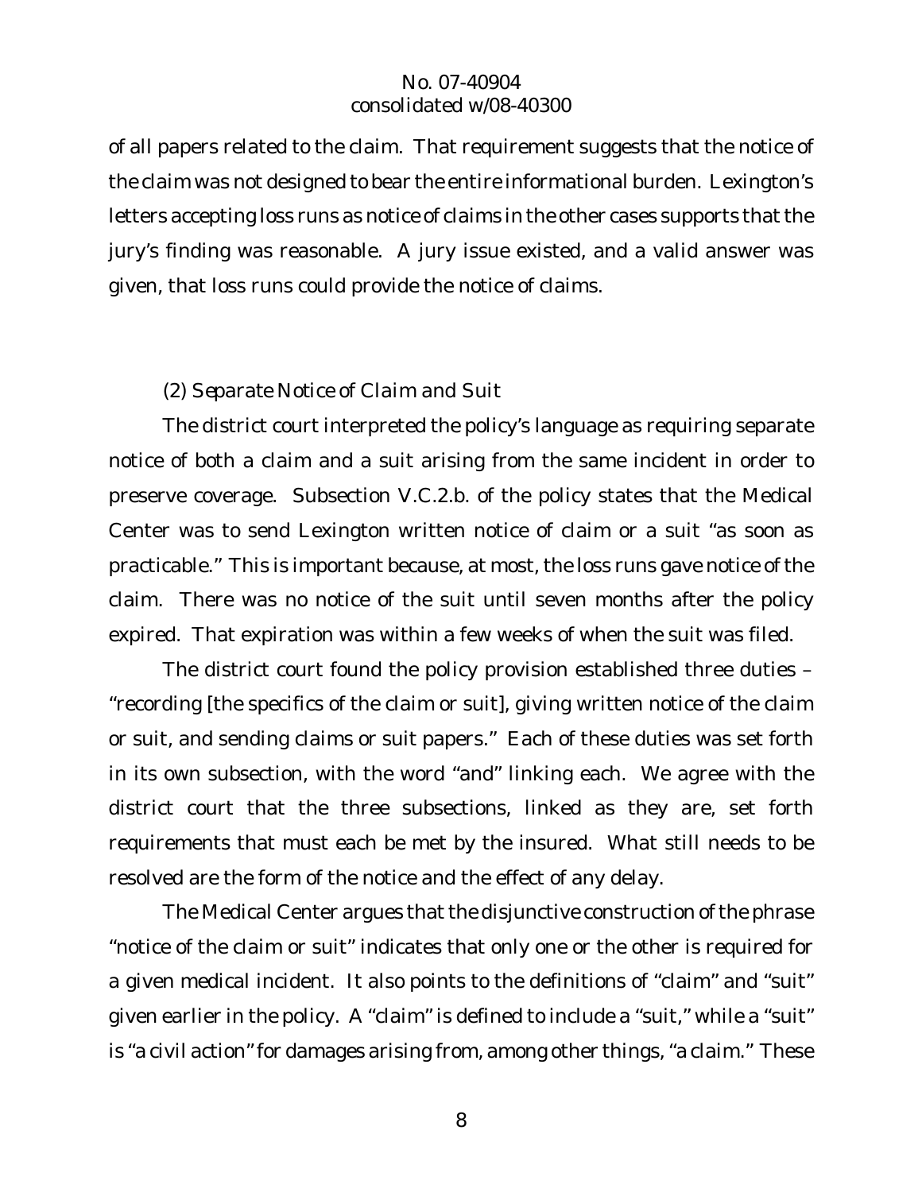of all papers related to the claim. That requirement suggests that the notice of the claim was not designed to bear the entire informational burden. Lexington's letters accepting loss runs as notice of claims in the other cases supports that the jury's finding was reasonable. A jury issue existed, and a valid answer was given, that loss runs could provide the notice of claims.

*(2) Separate Notice of Claim and Suit*

The district court interpreted the policy's language as requiring separate notice of both a claim and a suit arising from the same incident in order to preserve coverage. Subsection V.C.2.b. of the policy states that the Medical Center was to send Lexington written notice of claim or a suit "as soon as practicable." This is important because, at most, the loss runs gave notice of the claim. There was no notice of the suit until seven months after the policy expired. That expiration was within a few weeks of when the suit was filed.

The district court found the policy provision established three duties – "recording [the specifics of the claim or suit], giving written notice of the claim or suit, and sending claims or suit papers." Each of these duties was set forth in its own subsection, with the word "and" linking each. We agree with the district court that the three subsections, linked as they are, set forth requirements that must each be met by the insured. What still needs to be resolved are the form of the notice and the effect of any delay.

The Medical Center argues that the disjunctive construction of the phrase "notice of the claim or suit" indicates that only one or the other is required for a given medical incident. It also points to the definitions of "claim" and "suit" given earlier in the policy. A "claim" is defined to include a "suit," while a "suit" is "a civil action" for damages arising from, among other things, "a claim." These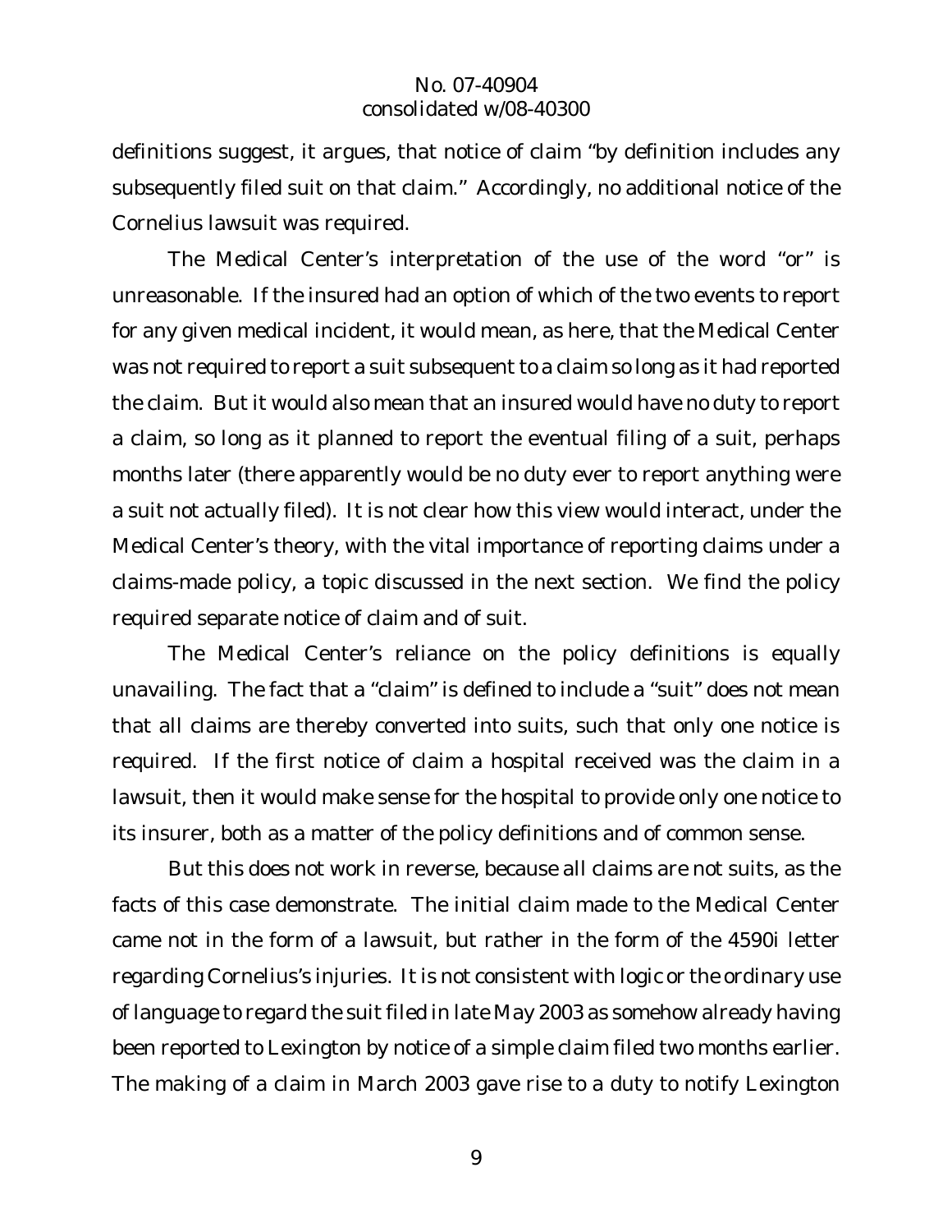definitions suggest, it argues, that notice of claim "by definition includes any subsequently filed suit on that claim." Accordingly, no additional notice of the Cornelius lawsuit was required.

The Medical Center's interpretation of the use of the word "or" is unreasonable. If the insured had an option of which of the two events to report for any given medical incident, it would mean, as here, that the Medical Center was not required to report a suit subsequent to a claim so long as it had reported the claim. But it would also mean that an insured would have no duty to report a claim, so long as it planned to report the eventual filing of a suit, perhaps months later (there apparently would be no duty ever to report anything were a suit not actually filed). It is not clear how this view would interact, under the Medical Center's theory, with the vital importance of reporting claims under a claims-made policy, a topic discussed in the next section. We find the policy required separate notice of claim and of suit.

The Medical Center's reliance on the policy definitions is equally unavailing. The fact that a "claim" is defined to include a "suit" does not mean that all claims are thereby converted into suits, such that only one notice is required. If the first notice of claim a hospital received was the claim in a lawsuit, then it would make sense for the hospital to provide only one notice to its insurer, both as a matter of the policy definitions and of common sense.

But this does not work in reverse, because all claims are not suits, as the facts of this case demonstrate. The initial claim made to the Medical Center came not in the form of a lawsuit, but rather in the form of the 4590i letter regarding Cornelius's injuries. It is not consistent with logic or the ordinary use of language to regard the suit filed in late May 2003 as somehow already having been reported to Lexington by notice of a simple claim filed two months earlier. The making of a claim in March 2003 gave rise to a duty to notify Lexington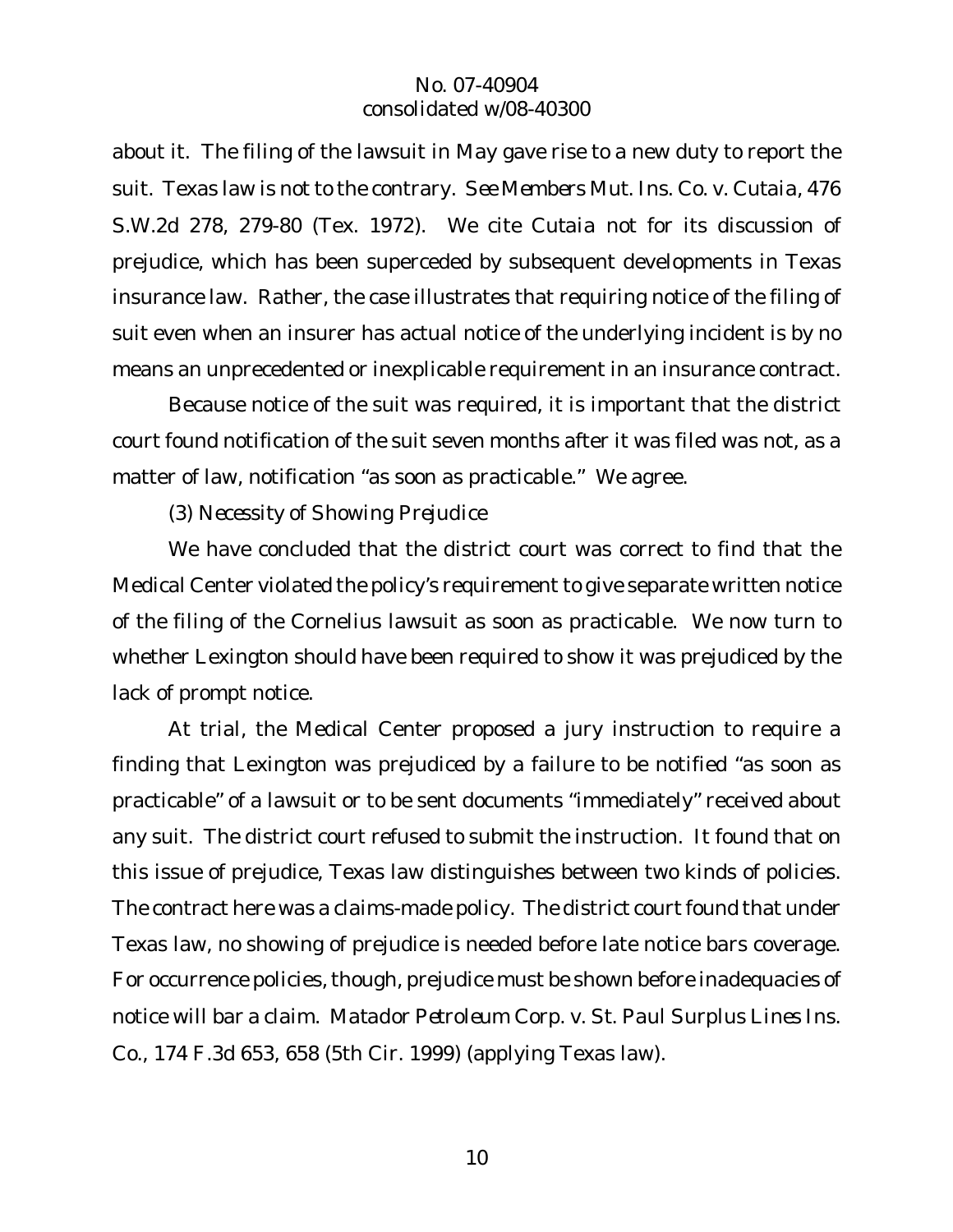about it. The filing of the lawsuit in May gave rise to a new duty to report the suit. Texas law is not to the contrary. *See Members Mut. Ins. Co. v. Cutaia*, 476 S.W.2d 278, 279-80 (Tex. 1972). We cite *Cutaia* not for its discussion of prejudice, which has been superceded by subsequent developments in Texas insurance law. Rather, the case illustrates that requiring notice of the filing of suit even when an insurer has actual notice of the underlying incident is by no means an unprecedented or inexplicable requirement in an insurance contract.

Because notice of the suit was required, it is important that the district court found notification of the suit seven months after it was filed was not, as a matter of law, notification "as soon as practicable." We agree.

(3) *Necessity of Showing Prejudice*

We have concluded that the district court was correct to find that the Medical Center violated the policy's requirement to give separate written notice of the filing of the Cornelius lawsuit as soon as practicable. We now turn to whether Lexington should have been required to show it was prejudiced by the lack of prompt notice.

At trial, the Medical Center proposed a jury instruction to require a finding that Lexington was prejudiced by a failure to be notified "as soon as practicable" of a lawsuit or to be sent documents "immediately" received about any suit. The district court refused to submit the instruction. It found that on this issue of prejudice, Texas law distinguishes between two kinds of policies. The contract here was a claims-made policy. The district court found that under Texas law, no showing of prejudice is needed before late notice bars coverage. For occurrence policies, though, prejudice must be shown before inadequacies of notice will bar a claim. *Matador Petroleum Corp. v. St. Paul Surplus Lines Ins. Co.*, 174 F.3d 653, 658 (5th Cir. 1999) (applying Texas law).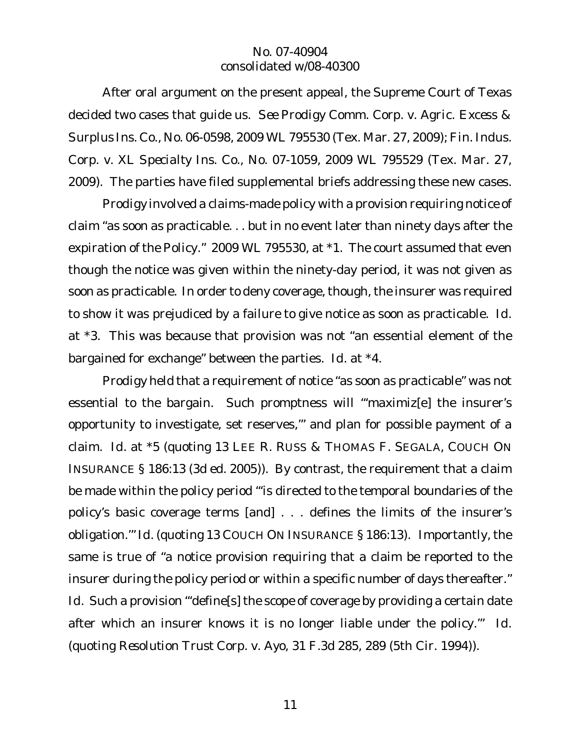After oral argument on the present appeal, the Supreme Court of Texas decided two cases that guide us. *See Prodigy Comm. Corp. v. Agric. Excess & Surplus Ins. Co.*, No. 06-0598, 2009 WL 795530 (Tex. Mar. 27, 2009); *Fin. Indus. Corp. v. XL Specialty Ins. Co.*, No. 07-1059, 2009 WL 795529 (Tex. Mar. 27, 2009). The parties have filed supplemental briefs addressing these new cases.

*Prodigy* involved a claims-made policy with a provision requiring notice of claim "as soon as practicable. . . but in no event later than ninety days after the expiration of the Policy." 2009 WL 795530, at *1. The court assumed that even though the notice was given within the ninety-day period, it was not given as soon as practicable. In order to deny coverage, though, the insurer was required to show it was prejudiced by a failure to give notice as soon as practicable. *Id.* at *3. This was because that provision was not "an essential element of the bargained for exchange" between the parties. *Id.* at *4.

*Prodigy* held that a requirement of notice "as soon as practicable" was not essential to the bargain. Such promptness will "'maximiz[e] the insurer's opportunity to investigate, set reserves,'" and plan for possible payment of a claim. *Id.* at *5 (quoting 13 LEE R. RUSS & THOMAS F. SEGALA, COUCH ON INSURANCE § 186:13 (3d ed. 2005)). By contrast, the requirement that a claim be made within the policy period "'is directed to the temporal boundaries of the policy's basic coverage terms [and] . . . defines the limits of the insurer's obligation.'" *Id.* (quoting 13 COUCH ON INSURANCE § 186:13). Importantly, the same is true of "a notice provision requiring that a claim be reported to the insurer during the policy period or within a specific number of days thereafter." *Id.* Such a provision "'define[s] the scope of coverage by providing a certain date after which an insurer knows it is no longer liable under the policy.'" *Id.* (quoting *Resolution Trust Corp. v. Ayo*, 31 F.3d 285, 289 (5th Cir. 1994)).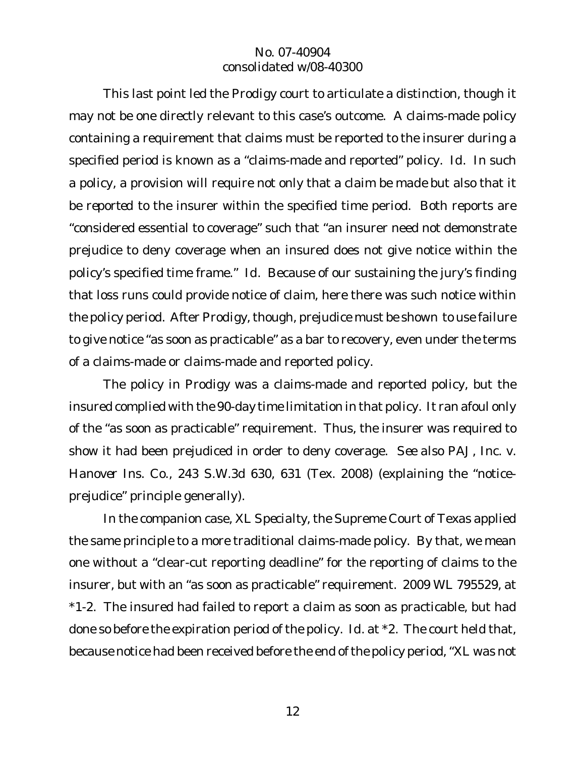This last point led the *Prodigy* court to articulate a distinction, though it may not be one directly relevant to this case's outcome. A claims-made policy containing a requirement that claims must be reported to the insurer during a specified period is known as a "claims-made and reported" policy. *Id.* In such a policy, a provision will require not only that a claim be *made* but also that it be *reported* to the insurer within the specified time period. Both reports are "considered essential to coverage" such that "an insurer need not demonstrate prejudice to deny coverage when an insured does not give notice within the policy's specified time frame." *Id.* Because of our sustaining the jury's finding that loss runs could provide notice of claim, here there was such notice within the policy period. After *Prodigy*, though, prejudice must be shown to use failure to give notice "as soon as practicable" as a bar to recovery, even under the terms of a claims-made or claims-made and reported policy.

The policy in *Prodigy* was a claims-made and reported policy, but the insured complied with the 90-day time limitation in that policy. It ran afoul only of the "as soon as practicable" requirement. Thus, the insurer was required to show it had been prejudiced in order to deny coverage. *See also PAJ, Inc. v. Hanover Ins. Co.*, 243 S.W.3d 630, 631 (Tex. 2008) (explaining the "notice-prejudice" principle generally).

In the companion case, *XL Specialty*, the Supreme Court of Texas applied the same principle to a more traditional claims-made policy. By that, we mean one without a "clear-cut reporting deadline" for the reporting of claims to the insurer, but with an "as soon as practicable" requirement. 2009 WL 795529, at *1-2. The insured had failed to report a claim as soon as practicable, but had done so before the expiration period of the policy. *Id.* at *2. The court held that, because notice had been received before the end of the policy period, "XL was not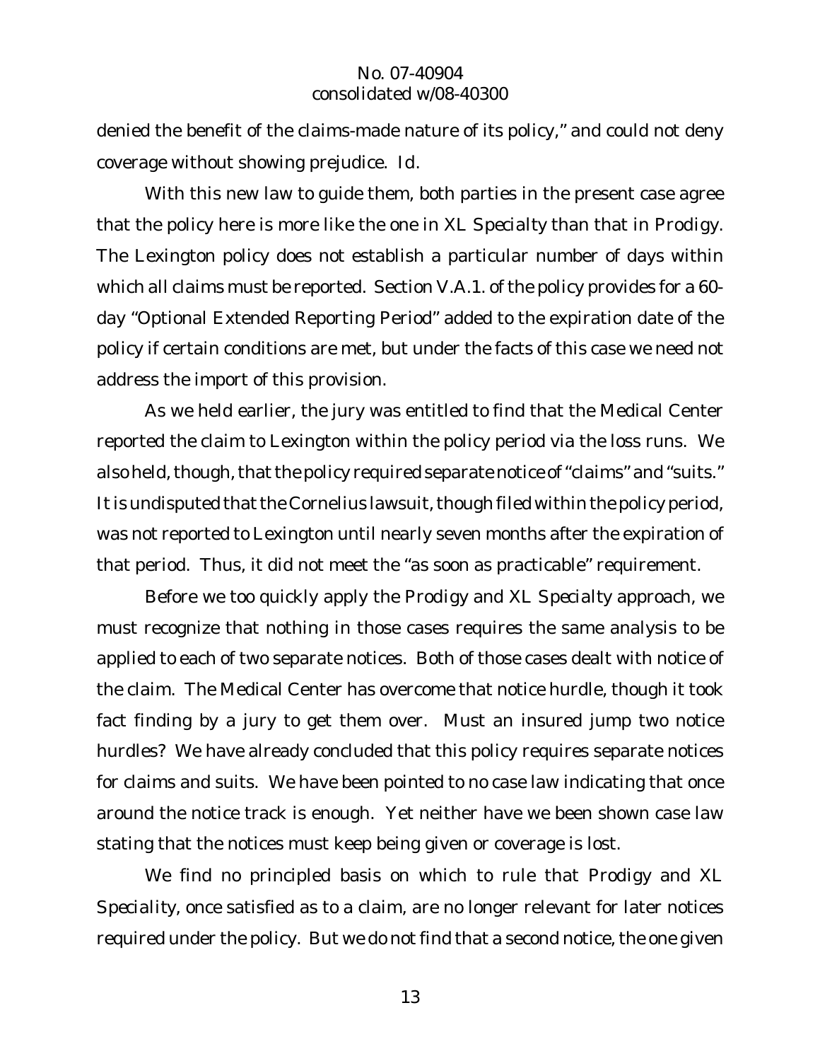denied the benefit of the claims-made nature of its policy," and could not deny coverage without showing prejudice. *Id.*

With this new law to guide them, both parties in the present case agree that the policy here is more like the one in *XL Specialty* than that in *Prodigy*. The Lexington policy does not establish a particular number of days within which all claims must be reported. Section V.A.1. of the policy provides for a 60-day "Optional Extended Reporting Period" added to the expiration date of the policy if certain conditions are met, but under the facts of this case we need not address the import of this provision.

As we held earlier, the jury was entitled to find that the Medical Center reported the claim to Lexington within the policy period via the loss runs. We also held, though, that the policy required separate notice of "claims" and "suits." It is undisputed that the Cornelius lawsuit, though filed within the policy period, was not reported to Lexington until nearly seven months after the expiration of that period. Thus, it did not meet the "as soon as practicable" requirement.

Before we too quickly apply the *Prodigy* and *XL Specialty* approach, we must recognize that nothing in those cases requires the same analysis to be applied to each of two separate notices. Both of those cases dealt with notice of the claim. The Medical Center has overcome that notice hurdle, though it took fact finding by a jury to get them over. Must an insured jump two notice hurdles? We have already concluded that this policy requires separate notices for claims and suits. We have been pointed to no case law indicating that once around the notice track is enough. Yet neither have we been shown case law stating that the notices must keep being given or coverage is lost.

We find no principled basis on which to rule that *Prodigy* and *XL Speciality*, once satisfied as to a claim, are no longer relevant for later notices required under the policy. But we do not find that a second notice, the one given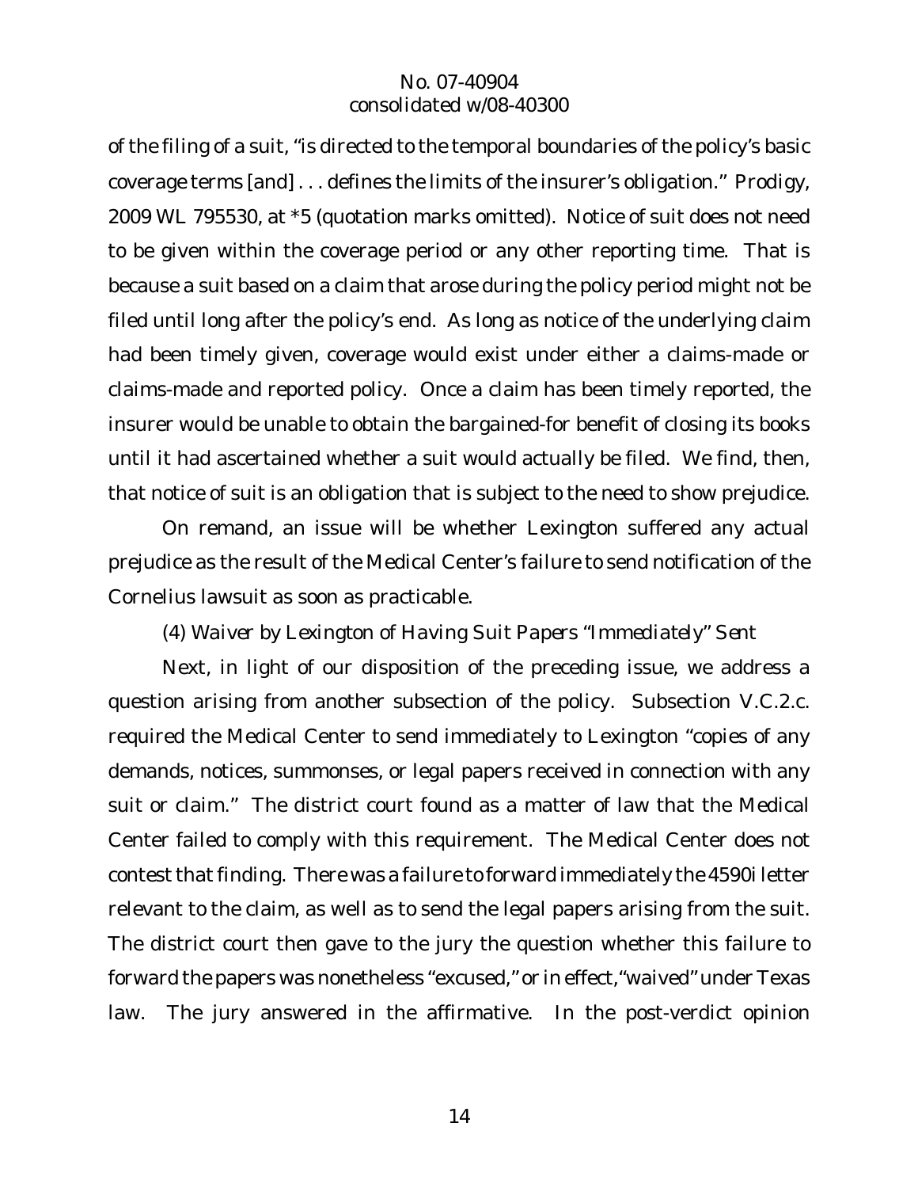of the filing of a suit, "is directed to the temporal boundaries of the policy's basic coverage terms [and] . . . defines the limits of the insurer's obligation." *Prodigy*, 2009 WL 795530, at *5 (quotation marks omitted). Notice of suit does not need to be given within the coverage period or any other reporting time. That is because a suit based on a claim that arose during the policy period might not be filed until long after the policy's end. As long as notice of the underlying claim had been timely given, coverage would exist under either a claims-made or claims-made and reported policy. Once a claim has been timely reported, the insurer would be unable to obtain the bargained-for benefit of closing its books until it had ascertained whether a suit would actually be filed. We find, then, that notice of suit is an obligation that is subject to the need to show prejudice.

On remand, an issue will be whether Lexington suffered any actual prejudice as the result of the Medical Center's failure to send notification of the Cornelius lawsuit as soon as practicable.

*(4) Waiver by Lexington of Having Suit Papers "Immediately" Sent*

Next, in light of our disposition of the preceding issue, we address a question arising from another subsection of the policy. Subsection V.C.2.c. required the Medical Center to send immediately to Lexington "copies of any demands, notices, summonses, or legal papers received in connection with any suit or claim." The district court found as a matter of law that the Medical Center failed to comply with this requirement. The Medical Center does not contest that finding. There was a failure to forward immediately the 4590i letter relevant to the claim, as well as to send the legal papers arising from the suit. The district court then gave to the jury the question whether this failure to forward the papers was nonetheless "excused," or in effect, "waived" under Texas law. The jury answered in the affirmative. In the post-verdict opinion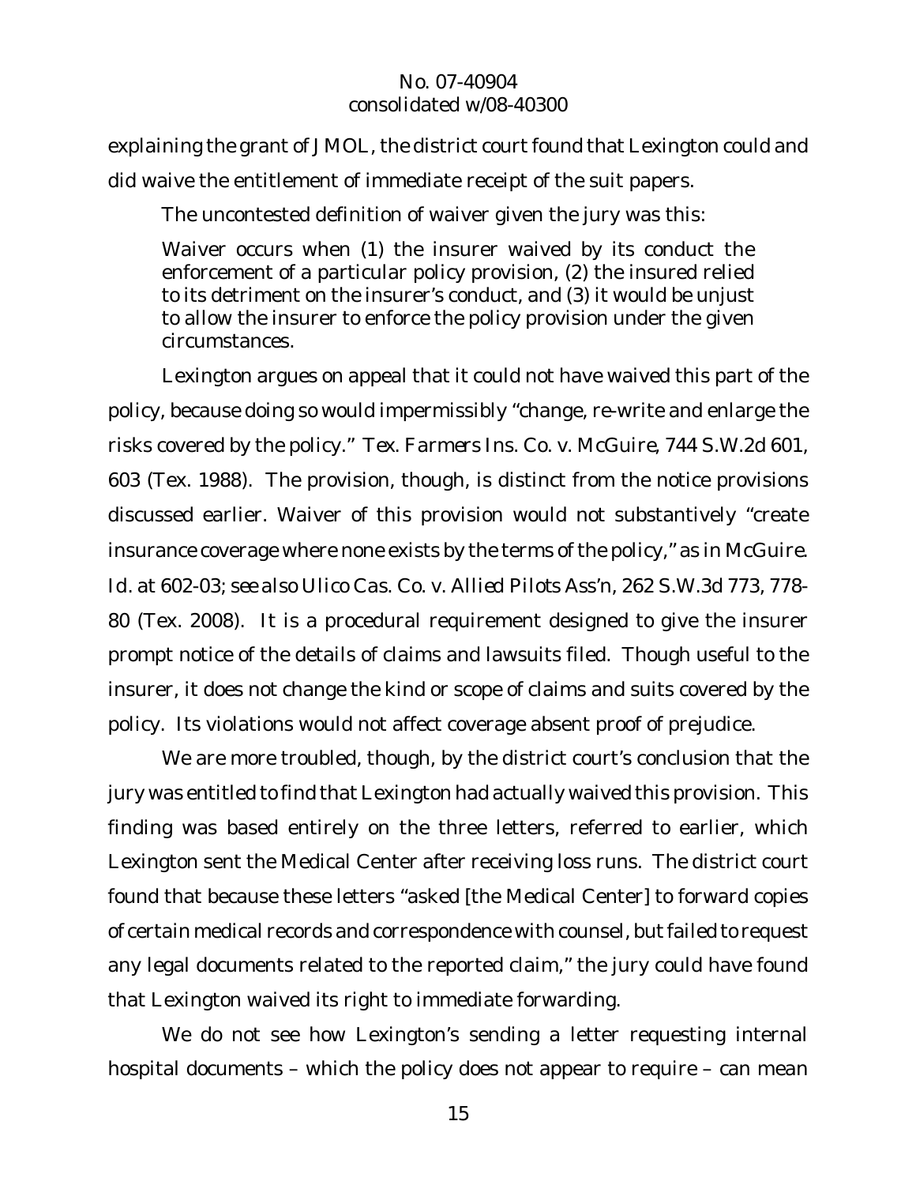explaining the grant of JMOL, the district court found that Lexington could and did waive the entitlement of immediate receipt of the suit papers.

The uncontested definition of waiver given the jury was this:

> Waiver occurs when (1) the insurer waived by its conduct the enforcement of a particular policy provision, (2) the insured relied to its detriment on the insurer's conduct, and (3) it would be unjust to allow the insurer to enforce the policy provision under the given circumstances.

Lexington argues on appeal that it could not have waived this part of the policy, because doing so would impermissibly "change, re-write and enlarge the risks covered by the policy." *Tex. Farmers Ins. Co. v. McGuire*, 744 S.W.2d 601, 603 (Tex. 1988). The provision, though, is distinct from the notice provisions discussed earlier. Waiver of this provision would not substantively "create insurance coverage where none exists by the terms of the policy," as in *McGuire*. *Id.* at 602-03; *see also Ulico Cas. Co. v. Allied Pilots Ass'n*, 262 S.W.3d 773, 778-80 (Tex. 2008). It is a procedural requirement designed to give the insurer prompt notice of the details of claims and lawsuits filed. Though useful to the insurer, it does not change the kind or scope of claims and suits covered by the policy. Its violations would not affect coverage absent proof of prejudice.

We are more troubled, though, by the district court's conclusion that the jury was entitled to find that Lexington had actually waived this provision. This finding was based entirely on the three letters, referred to earlier, which Lexington sent the Medical Center after receiving loss runs. The district court found that because these letters "asked [the Medical Center] to forward copies of certain medical records and correspondence with counsel, but failed to request any legal documents related to the reported claim," the jury could have found that Lexington waived its right to immediate forwarding.

We do not see how Lexington's sending a letter requesting internal hospital documents – which the policy does not appear to require – can mean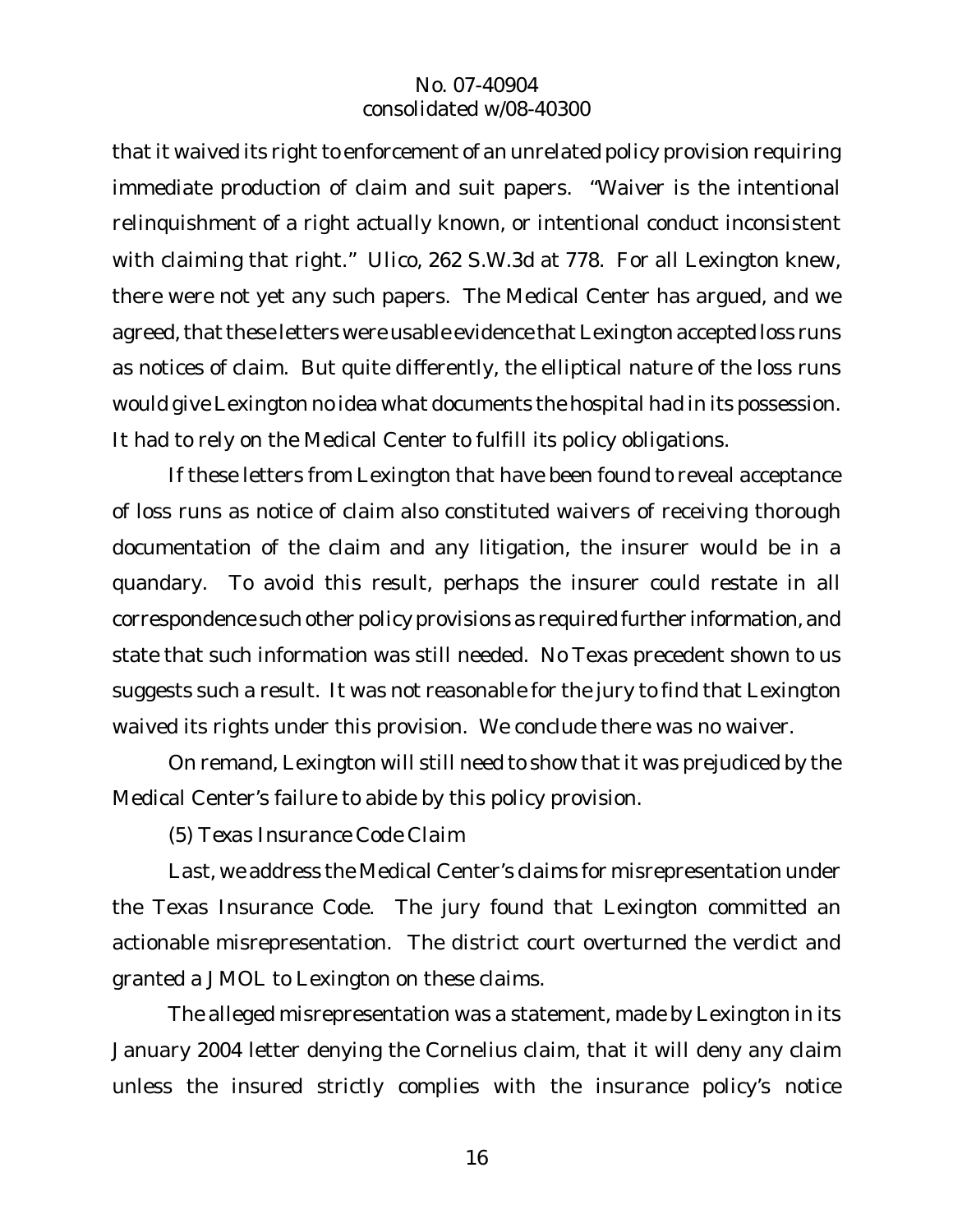that it waived its right to enforcement of an unrelated policy provision requiring immediate production of claim and suit papers. "Waiver is the intentional relinquishment of a right actually known, or intentional conduct inconsistent with claiming that right." *Ulico*, 262 S.W.3d at 778. For all Lexington knew, there were not yet any such papers. The Medical Center has argued, and we agreed, that these letters were usable evidence that Lexington accepted loss runs as notices of claim. But quite differently, the elliptical nature of the loss runs would give Lexington no idea what documents the hospital had in its possession. It had to rely on the Medical Center to fulfill its policy obligations.

If these letters from Lexington that have been found to reveal acceptance of loss runs as notice of claim also constituted waivers of receiving thorough documentation of the claim and any litigation, the insurer would be in a quandary. To avoid this result, perhaps the insurer could restate in all correspondence such other policy provisions as required further information, and state that such information was still needed. No Texas precedent shown to us suggests such a result. It was not reasonable for the jury to find that Lexington waived its rights under this provision. We conclude there was no waiver.

On remand, Lexington will still need to show that it was prejudiced by the Medical Center's failure to abide by this policy provision.

(5) *Texas Insurance Code Claim*

Last, we address the Medical Center's claims for misrepresentation under the Texas Insurance Code. The jury found that Lexington committed an actionable misrepresentation. The district court overturned the verdict and granted a JMOL to Lexington on these claims.

The alleged misrepresentation was a statement, made by Lexington in its January 2004 letter denying the Cornelius claim, that it will deny any claim unless the insured strictly complies with the insurance policy's notice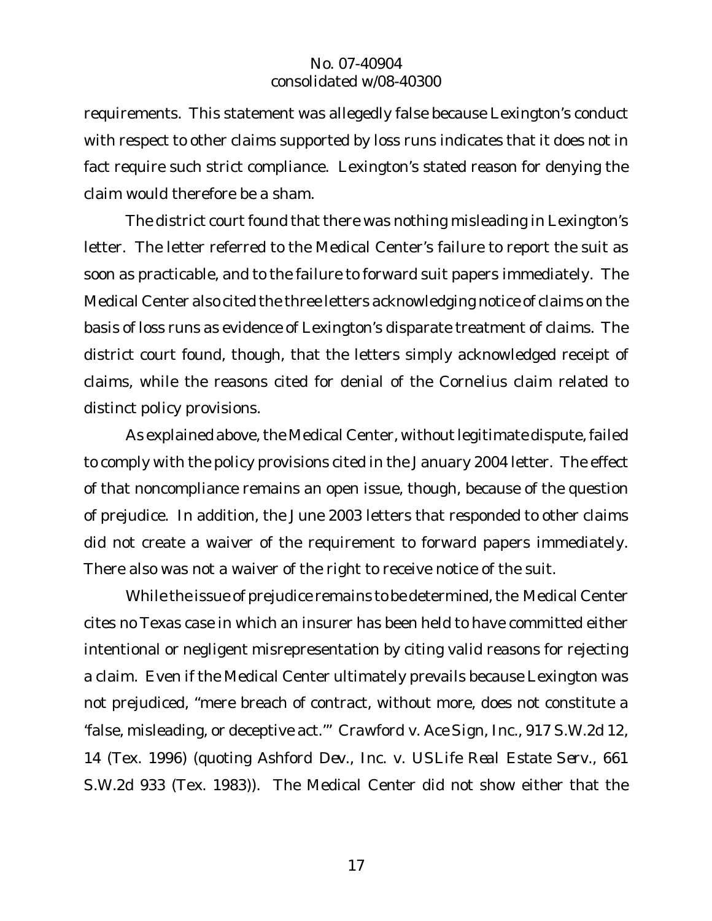requirements. This statement was allegedly false because Lexington's conduct with respect to other claims supported by loss runs indicates that it does not in fact require such strict compliance. Lexington's stated reason for denying the claim would therefore be a sham.

The district court found that there was nothing misleading in Lexington's letter. The letter referred to the Medical Center's failure to report the suit as soon as practicable, and to the failure to forward suit papers immediately. The Medical Center also cited the three letters acknowledging notice of claims on the basis of loss runs as evidence of Lexington's disparate treatment of claims. The district court found, though, that the letters simply acknowledged receipt of claims, while the reasons cited for denial of the Cornelius claim related to distinct policy provisions.

As explained above, the Medical Center, without legitimate dispute, failed to comply with the policy provisions cited in the January 2004 letter. The effect of that noncompliance remains an open issue, though, because of the question of prejudice. In addition, the June 2003 letters that responded to other claims did not create a waiver of the requirement to forward papers immediately. There also was not a waiver of the right to receive notice of the suit.

While the issue of prejudice remains to be determined, the Medical Center cites no Texas case in which an insurer has been held to have committed either intentional or negligent misrepresentation by citing valid reasons for rejecting a claim. Even if the Medical Center ultimately prevails because Lexington was not prejudiced, "mere breach of contract, without more, does not constitute a 'false, misleading, or deceptive act.'" *Crawford v. Ace Sign, Inc.*, 917 S.W.2d 12, 14 (Tex. 1996) (quoting *Ashford Dev., Inc. v. USLife Real Estate Serv.*, 661 S.W.2d 933 (Tex. 1983)). The Medical Center did not show either that the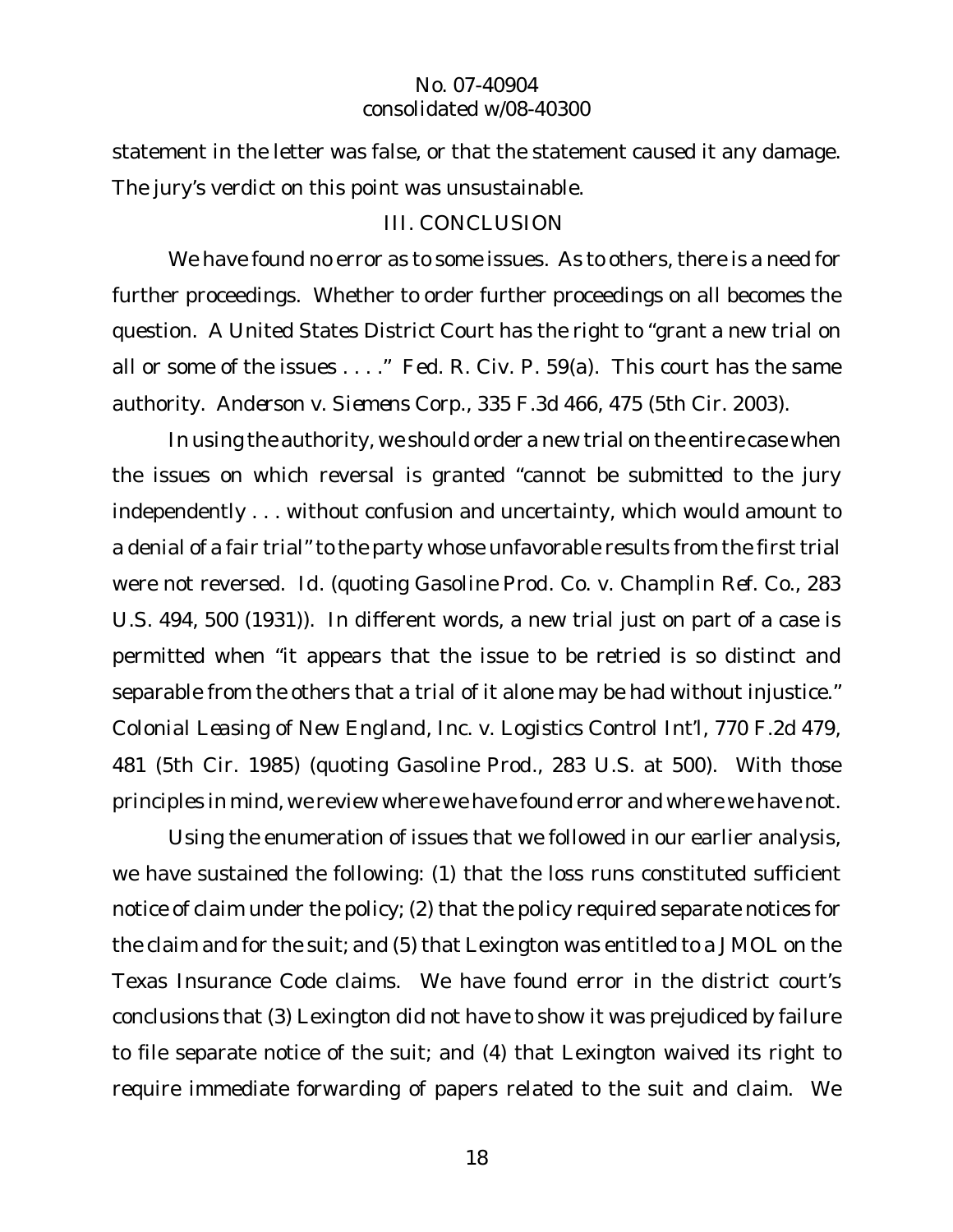statement in the letter was false, or that the statement caused it any damage. The jury's verdict on this point was unsustainable.

## III. CONCLUSION

We have found no error as to some issues. As to others, there is a need for further proceedings. Whether to order further proceedings on all becomes the question. A United States District Court has the right to "grant a new trial on all or some of the issues . . . ." Fed. R. Civ. P. 59(a). This court has the same authority. *Anderson v. Siemens Corp.*, 335 F.3d 466, 475 (5th Cir. 2003).

In using the authority, we should order a new trial on the entire case when the issues on which reversal is granted "cannot be submitted to the jury independently . . . without confusion and uncertainty, which would amount to a denial of a fair trial" to the party whose unfavorable results from the first trial were not reversed. *Id.* (quoting *Gasoline Prod. Co. v. Champlin Ref. Co.*, 283 U.S. 494, 500 (1931)). In different words, a new trial just on part of a case is permitted when "it appears that the issue to be retried is so distinct and separable from the others that a trial of it alone may be had without injustice." *Colonial Leasing of New England, Inc. v. Logistics Control Int'l*, 770 F.2d 479, 481 (5th Cir. 1985) (quoting *Gasoline Prod.*, 283 U.S. at 500). With those principles in mind, we review where we have found error and where we have not.

Using the enumeration of issues that we followed in our earlier analysis, we have sustained the following: (1) that the loss runs constituted sufficient notice of claim under the policy; (2) that the policy required separate notices for the claim and for the suit; and (5) that Lexington was entitled to a JMOL on the Texas Insurance Code claims. We have found error in the district court's conclusions that (3) Lexington did not have to show it was prejudiced by failure to file separate notice of the suit; and (4) that Lexington waived its right to require immediate forwarding of papers related to the suit and claim. We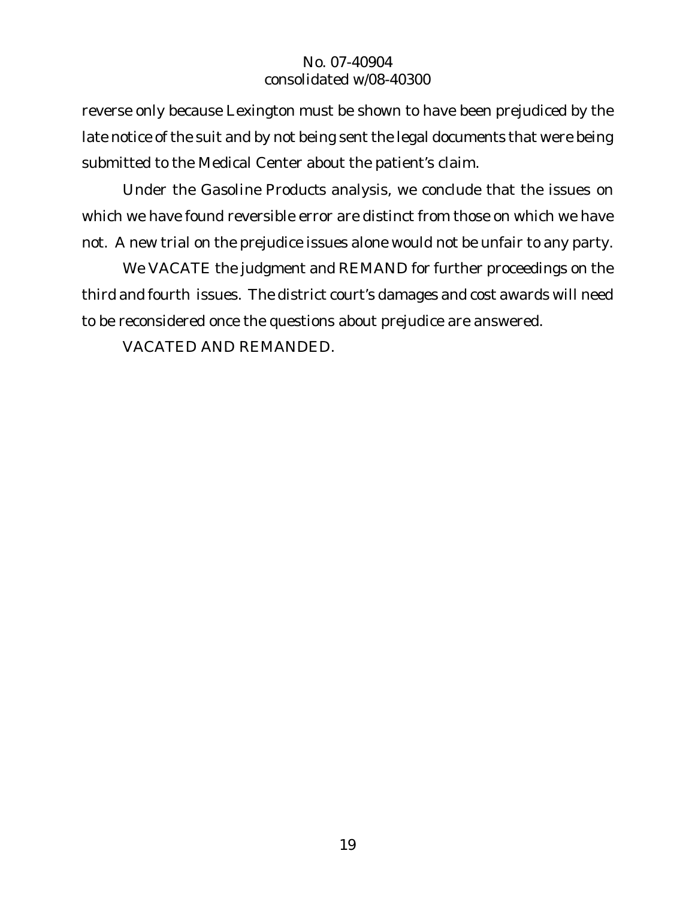reverse only because Lexington must be shown to have been prejudiced by the late notice of the suit and by not being sent the legal documents that were being submitted to the Medical Center about the patient's claim.

Under the *Gasoline Products* analysis, we conclude that the issues on which we have found reversible error are distinct from those on which we have not. A new trial on the prejudice issues alone would not be unfair to any party.

We VACATE the judgment and REMAND for further proceedings on the third and fourth issues. The district court's damages and cost awards will need to be reconsidered once the questions about prejudice are answered.

VACATED AND REMANDED.